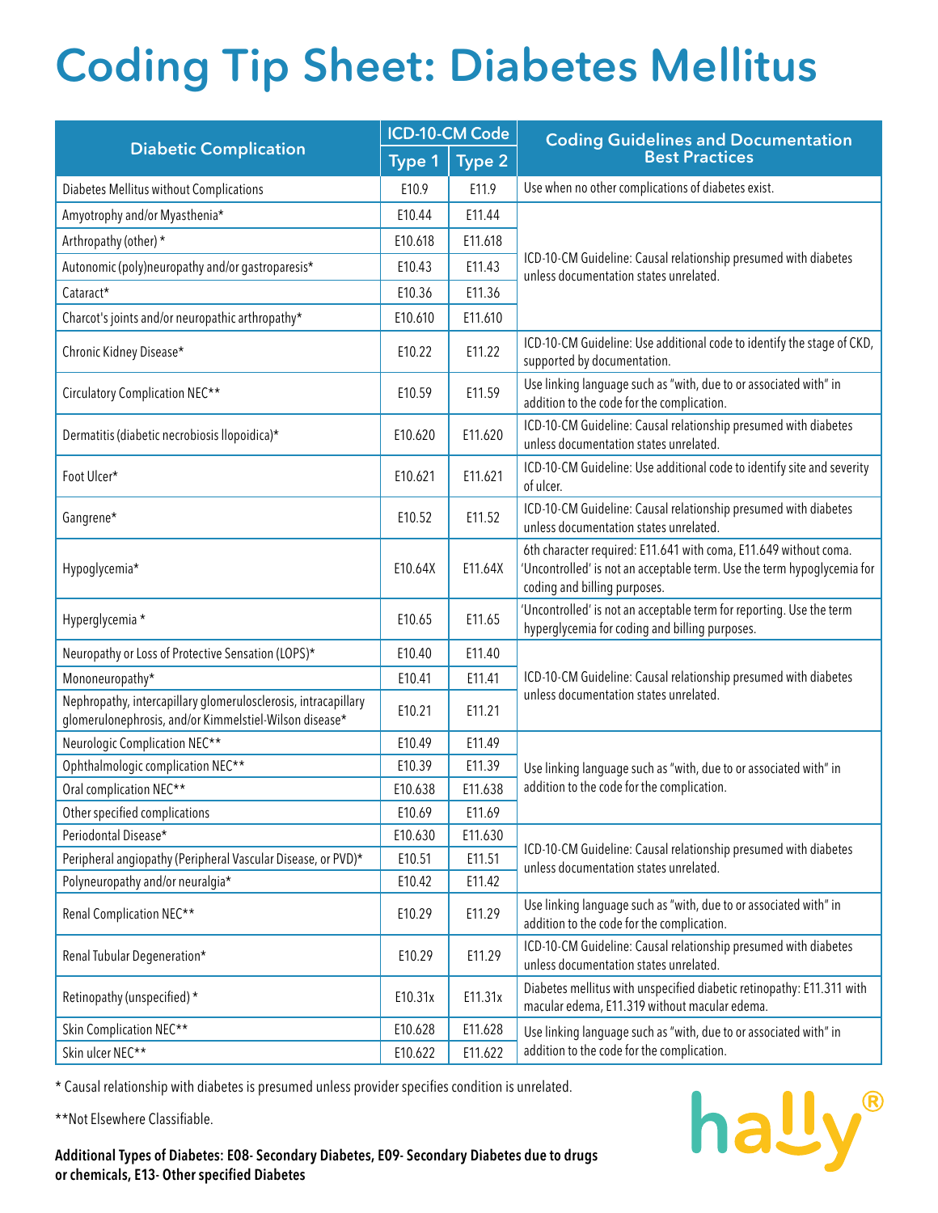# Coding Tip Sheet: Diabetes Mellitus

| Diabetic Complication | ICD-10-CM Code | | Coding Guidelines and Documentation Best Practices |
|---|---|---|---|
| | Type 1 | Type 2 | |
| Diabetes Mellitus without Complications | E10.9 | E11.9 | Use when no other complications of diabetes exist. |
| Amyotrophy and/or Myasthenia* | E10.44 | E11.44 | ICD-10-CM Guideline: Causal relationship presumed with diabetes unless documentation states unrelated. |
| Arthropathy (other) * | E10.618 | E11.618 | |
| Autonomic (poly)neuropathy and/or gastroparesis* | E10.43 | E11.43 | |
| Cataract* | E10.36 | E11.36 | |
| Charcot's joints and/or neuropathic arthropathy* | E10.610 | E11.610 | |
| Chronic Kidney Disease* | E10.22 | E11.22 | ICD-10-CM Guideline: Use additional code to identify the stage of CKD, supported by documentation. |
| Circulatory Complication NEC** | E10.59 | E11.59 | Use linking language such as "with, due to or associated with" in addition to the code for the complication. |
| Dermatitis (diabetic necrobiosis llopoidica)* | E10.620 | E11.620 | ICD-10-CM Guideline: Causal relationship presumed with diabetes unless documentation states unrelated. |
| Foot Ulcer* | E10.621 | E11.621 | ICD-10-CM Guideline: Use additional code to identify site and severity of ulcer. |
| Gangrene* | E10.52 | E11.52 | ICD-10-CM Guideline: Causal relationship presumed with diabetes unless documentation states unrelated. |
| Hypoglycemia* | E10.64X | E11.64X | 6th character required: E11.641 with coma, E11.649 without coma. 'Uncontrolled' is not an acceptable term. Use the term hypoglycemia for coding and billing purposes. |
| Hyperglycemia * | E10.65 | E11.65 | 'Uncontrolled' is not an acceptable term for reporting. Use the term hyperglycemia for coding and billing purposes. |
| Neuropathy or Loss of Protective Sensation (LOPS)* | E10.40 | E11.40 | ICD-10-CM Guideline: Causal relationship presumed with diabetes unless documentation states unrelated. |
| Mononeuropathy* | E10.41 | E11.41 | |
| Nephropathy, intercapillary glomerulosclerosis, intracapillary glomerulonephrosis, and/or Kimmelstiel-Wilson disease* | E10.21 | E11.21 | |
| Neurologic Complication NEC** | E10.49 | E11.49 | Use linking language such as "with, due to or associated with" in addition to the code for the complication. |
| Ophthalmologic complication NEC** | E10.39 | E11.39 | |
| Oral complication NEC** | E10.638 | E11.638 | |
| Other specified complications | E10.69 | E11.69 | |
| Periodontal Disease* | E10.630 | E11.630 | ICD-10-CM Guideline: Causal relationship presumed with diabetes unless documentation states unrelated. |
| Peripheral angiopathy (Peripheral Vascular Disease, or PVD)* | E10.51 | E11.51 | |
| Polyneuropathy and/or neuralgia* | E10.42 | E11.42 | |
| Renal Complication NEC** | E10.29 | E11.29 | Use linking language such as "with, due to or associated with" in addition to the code for the complication. |
| Renal Tubular Degeneration* | E10.29 | E11.29 | ICD-10-CM Guideline: Causal relationship presumed with diabetes unless documentation states unrelated. |
| Retinopathy (unspecified) * | E10.31x | E11.31x | Diabetes mellitus with unspecified diabetic retinopathy: E11.311 with macular edema, E11.319 without macular edema. |
| Skin Complication NEC** | E10.628 | E11.628 | Use linking language such as "with, due to or associated with" in addition to the code for the complication. |
| Skin ulcer NEC** | E10.622 | E11.622 | |

* Causal relationship with diabetes is presumed unless provider specifies condition is unrelated.

**Not Elsewhere Classifiable.

**Additional Types of Diabetes: E08- Secondary Diabetes, E09- Secondary Diabetes due to drugs or chemicals, E13- Other specified Diabetes**

hally®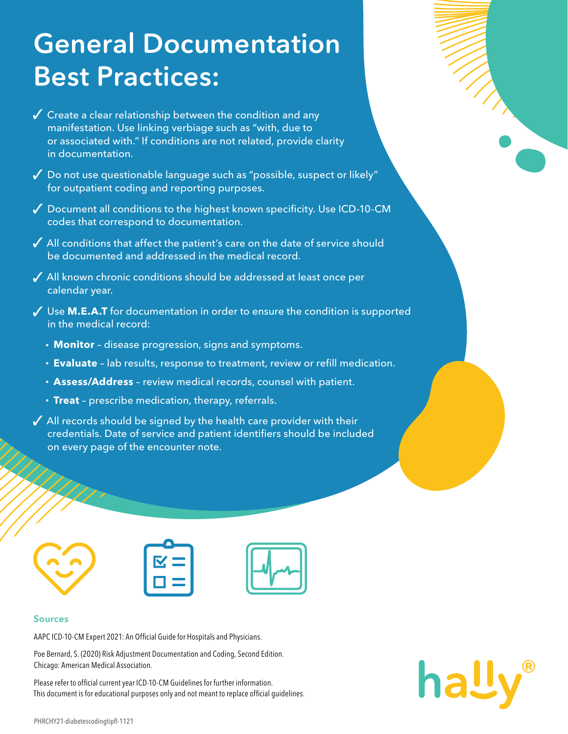# General Documentation Best Practices:

- ✓ Create a clear relationship between the condition and any manifestation. Use linking verbiage such as "with, due to or associated with." If conditions are not related, provide clarity in documentation.
- ✓ Do not use questionable language such as "possible, suspect or likely" for outpatient coding and reporting purposes.
- ✓ Document all conditions to the highest known specificity. Use ICD-10-CM codes that correspond to documentation.
- ✓ All conditions that affect the patient's care on the date of service should be documented and addressed in the medical record.
- ✓ All known chronic conditions should be addressed at least once per calendar year.
- ✓ Use **M.E.A.T** for documentation in order to ensure the condition is supported in the medical record:
  - **Monitor** – disease progression, signs and symptoms.
  - **Evaluate** – lab results, response to treatment, review or refill medication.
  - **Assess/Address** – review medical records, counsel with patient.
  - **Treat** – prescribe medication, therapy, referrals.
- ✓ All records should be signed by the health care provider with their credentials. Date of service and patient identifiers should be included on every page of the encounter note.

## Sources

AAPC ICD-10-CM Expert 2021: An Official Guide for Hospitals and Physicians.

Poe Bernard, S. (2020) Risk Adjustment Documentation and Coding, Second Edition. Chicago: American Medical Association.

Please refer to official current year ICD-10-CM Guidelines for further information. This document is for educational purposes only and not meant to replace official guidelines.

hally®

PHRCHY21-diabetescodingtipfl-1121